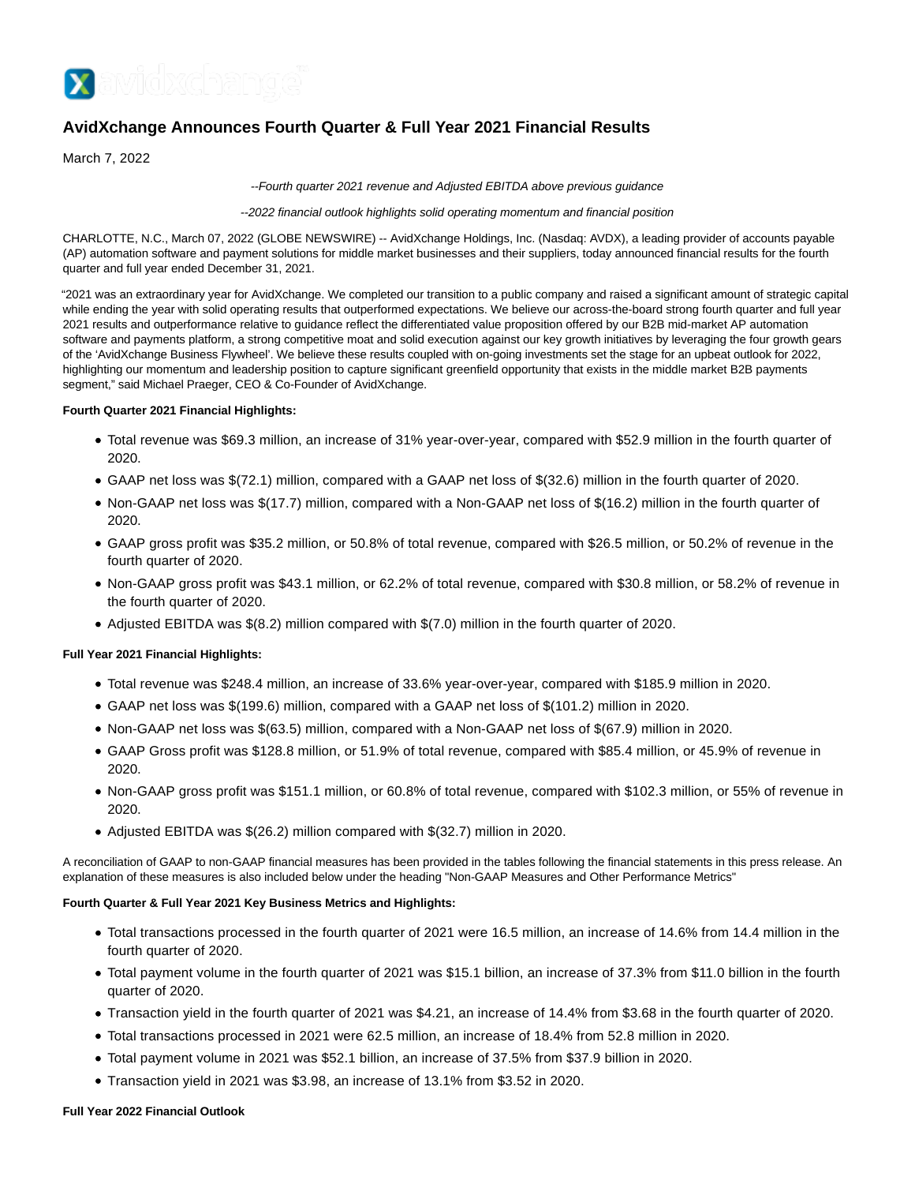# AvidXchange Announces Fourth Quarter & Full Year 2021 Financial Results

March 7, 2022

*--Fourth quarter 2021 revenue and Adjusted EBITDA above previous guidance*

*--2022 financial outlook highlights solid operating momentum and financial position*

CHARLOTTE, N.C., March 07, 2022 (GLOBE NEWSWIRE) -- AvidXchange Holdings, Inc. (Nasdaq: AVDX), a leading provider of accounts payable (AP) automation software and payment solutions for middle market businesses and their suppliers, today announced financial results for the fourth quarter and full year ended December 31, 2021.

"2021 was an extraordinary year for AvidXchange. We completed our transition to a public company and raised a significant amount of strategic capital while ending the year with solid operating results that outperformed expectations. We believe our across-the-board strong fourth quarter and full year 2021 results and outperformance relative to guidance reflect the differentiated value proposition offered by our B2B mid-market AP automation software and payments platform, a strong competitive moat and solid execution against our key growth initiatives by leveraging the four growth gears of the 'AvidXchange Business Flywheel'. We believe these results coupled with on-going investments set the stage for an upbeat outlook for 2022, highlighting our momentum and leadership position to capture significant greenfield opportunity that exists in the middle market B2B payments segment," said Michael Praeger, CEO & Co-Founder of AvidXchange.

**Fourth Quarter 2021 Financial Highlights:**

- Total revenue was $69.3 million, an increase of 31% year-over-year, compared with $52.9 million in the fourth quarter of 2020.
- GAAP net loss was $(72.1) million, compared with a GAAP net loss of $(32.6) million in the fourth quarter of 2020.
- Non-GAAP net loss was $(17.7) million, compared with a Non-GAAP net loss of $(16.2) million in the fourth quarter of 2020.
- GAAP gross profit was $35.2 million, or 50.8% of total revenue, compared with $26.5 million, or 50.2% of revenue in the fourth quarter of 2020.
- Non-GAAP gross profit was $43.1 million, or 62.2% of total revenue, compared with $30.8 million, or 58.2% of revenue in the fourth quarter of 2020.
- Adjusted EBITDA was $(8.2) million compared with $(7.0) million in the fourth quarter of 2020.

**Full Year 2021 Financial Highlights:**

- Total revenue was $248.4 million, an increase of 33.6% year-over-year, compared with $185.9 million in 2020.
- GAAP net loss was $(199.6) million, compared with a GAAP net loss of $(101.2) million in 2020.
- Non-GAAP net loss was $(63.5) million, compared with a Non-GAAP net loss of $(67.9) million in 2020.
- GAAP Gross profit was $128.8 million, or 51.9% of total revenue, compared with $85.4 million, or 45.9% of revenue in 2020.
- Non-GAAP gross profit was $151.1 million, or 60.8% of total revenue, compared with $102.3 million, or 55% of revenue in 2020.
- Adjusted EBITDA was $(26.2) million compared with $(32.7) million in 2020.

A reconciliation of GAAP to non-GAAP financial measures has been provided in the tables following the financial statements in this press release. An explanation of these measures is also included below under the heading "Non-GAAP Measures and Other Performance Metrics"

**Fourth Quarter & Full Year 2021 Key Business Metrics and Highlights:**

- Total transactions processed in the fourth quarter of 2021 were 16.5 million, an increase of 14.6% from 14.4 million in the fourth quarter of 2020.
- Total payment volume in the fourth quarter of 2021 was $15.1 billion, an increase of 37.3% from $11.0 billion in the fourth quarter of 2020.
- Transaction yield in the fourth quarter of 2021 was $4.21, an increase of 14.4% from $3.68 in the fourth quarter of 2020.
- Total transactions processed in 2021 were 62.5 million, an increase of 18.4% from 52.8 million in 2020.
- Total payment volume in 2021 was $52.1 billion, an increase of 37.5% from $37.9 billion in 2020.
- Transaction yield in 2021 was $3.98, an increase of 13.1% from $3.52 in 2020.

**Full Year 2022 Financial Outlook**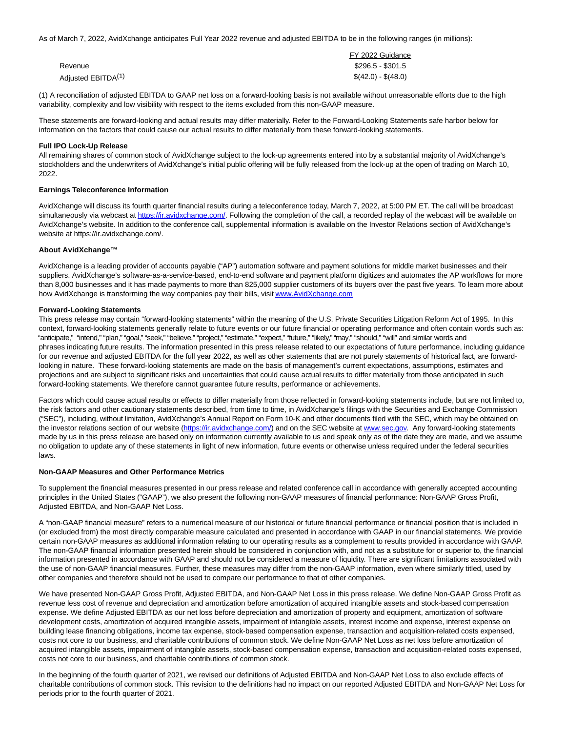As of March 7, 2022, AvidXchange anticipates Full Year 2022 revenue and adjusted EBITDA to be in the following ranges (in millions):

| | FY 2022 Guidance |
|---|---|
| Revenue | $296.5 - $301.5 |
| Adjusted EBITDA[(1)] | $(42.0) - $(48.0) |

(1) A reconciliation of adjusted EBITDA to GAAP net loss on a forward-looking basis is not available without unreasonable efforts due to the high variability, complexity and low visibility with respect to the items excluded from this non-GAAP measure.

These statements are forward-looking and actual results may differ materially. Refer to the Forward-Looking Statements safe harbor below for information on the factors that could cause our actual results to differ materially from these forward-looking statements.

**Full IPO Lock-Up Release**

All remaining shares of common stock of AvidXchange subject to the lock-up agreements entered into by a substantial majority of AvidXchange's stockholders and the underwriters of AvidXchange's initial public offering will be fully released from the lock-up at the open of trading on March 10, 2022.

**Earnings Teleconference Information**

AvidXchange will discuss its fourth quarter financial results during a teleconference today, March 7, 2022, at 5:00 PM ET. The call will be broadcast simultaneously via webcast at https://ir.avidxchange.com/. Following the completion of the call, a recorded replay of the webcast will be available on AvidXchange's website. In addition to the conference call, supplemental information is available on the Investor Relations section of AvidXchange's website at https://ir.avidxchange.com/.

**About AvidXchange™**

AvidXchange is a leading provider of accounts payable ("AP") automation software and payment solutions for middle market businesses and their suppliers. AvidXchange's software-as-a-service-based, end-to-end software and payment platform digitizes and automates the AP workflows for more than 8,000 businesses and it has made payments to more than 825,000 supplier customers of its buyers over the past five years. To learn more about how AvidXchange is transforming the way companies pay their bills, visit www.AvidXchange.com

**Forward-Looking Statements**

This press release may contain "forward-looking statements" within the meaning of the U.S. Private Securities Litigation Reform Act of 1995. In this context, forward-looking statements generally relate to future events or our future financial or operating performance and often contain words such as: "anticipate," "intend," "plan," "goal," "seek," "believe," "project," "estimate," "expect," "future," "likely," "may," "should," "will" and similar words and phrases indicating future results. The information presented in this press release related to our expectations of future performance, including guidance for our revenue and adjusted EBITDA for the full year 2022, as well as other statements that are not purely statements of historical fact, are forward-looking in nature. These forward-looking statements are made on the basis of management's current expectations, assumptions, estimates and projections and are subject to significant risks and uncertainties that could cause actual results to differ materially from those anticipated in such forward-looking statements. We therefore cannot guarantee future results, performance or achievements.

Factors which could cause actual results or effects to differ materially from those reflected in forward-looking statements include, but are not limited to, the risk factors and other cautionary statements described, from time to time, in AvidXchange's filings with the Securities and Exchange Commission ("SEC"), including, without limitation, AvidXchange's Annual Report on Form 10-K and other documents filed with the SEC, which may be obtained on the investor relations section of our website (https://ir.avidxchange.com/) and on the SEC website at www.sec.gov. Any forward-looking statements made by us in this press release are based only on information currently available to us and speak only as of the date they are made, and we assume no obligation to update any of these statements in light of new information, future events or otherwise unless required under the federal securities laws.

**Non-GAAP Measures and Other Performance Metrics**

To supplement the financial measures presented in our press release and related conference call in accordance with generally accepted accounting principles in the United States ("GAAP"), we also present the following non-GAAP measures of financial performance: Non-GAAP Gross Profit, Adjusted EBITDA, and Non-GAAP Net Loss.

A "non-GAAP financial measure" refers to a numerical measure of our historical or future financial performance or financial position that is included in (or excluded from) the most directly comparable measure calculated and presented in accordance with GAAP in our financial statements. We provide certain non-GAAP measures as additional information relating to our operating results as a complement to results provided in accordance with GAAP. The non-GAAP financial information presented herein should be considered in conjunction with, and not as a substitute for or superior to, the financial information presented in accordance with GAAP and should not be considered a measure of liquidity. There are significant limitations associated with the use of non-GAAP financial measures. Further, these measures may differ from the non-GAAP information, even where similarly titled, used by other companies and therefore should not be used to compare our performance to that of other companies.

We have presented Non-GAAP Gross Profit, Adjusted EBITDA, and Non-GAAP Net Loss in this press release. We define Non-GAAP Gross Profit as revenue less cost of revenue and depreciation and amortization before amortization of acquired intangible assets and stock-based compensation expense. We define Adjusted EBITDA as our net loss before depreciation and amortization of property and equipment, amortization of software development costs, amortization of acquired intangible assets, impairment of intangible assets, interest income and expense, interest expense on building lease financing obligations, income tax expense, stock-based compensation expense, transaction and acquisition-related costs expensed, costs not core to our business, and charitable contributions of common stock. We define Non-GAAP Net Loss as net loss before amortization of acquired intangible assets, impairment of intangible assets, stock-based compensation expense, transaction and acquisition-related costs expensed, costs not core to our business, and charitable contributions of common stock.

In the beginning of the fourth quarter of 2021, we revised our definitions of Adjusted EBITDA and Non-GAAP Net Loss to also exclude effects of charitable contributions of common stock. This revision to the definitions had no impact on our reported Adjusted EBITDA and Non-GAAP Net Loss for periods prior to the fourth quarter of 2021.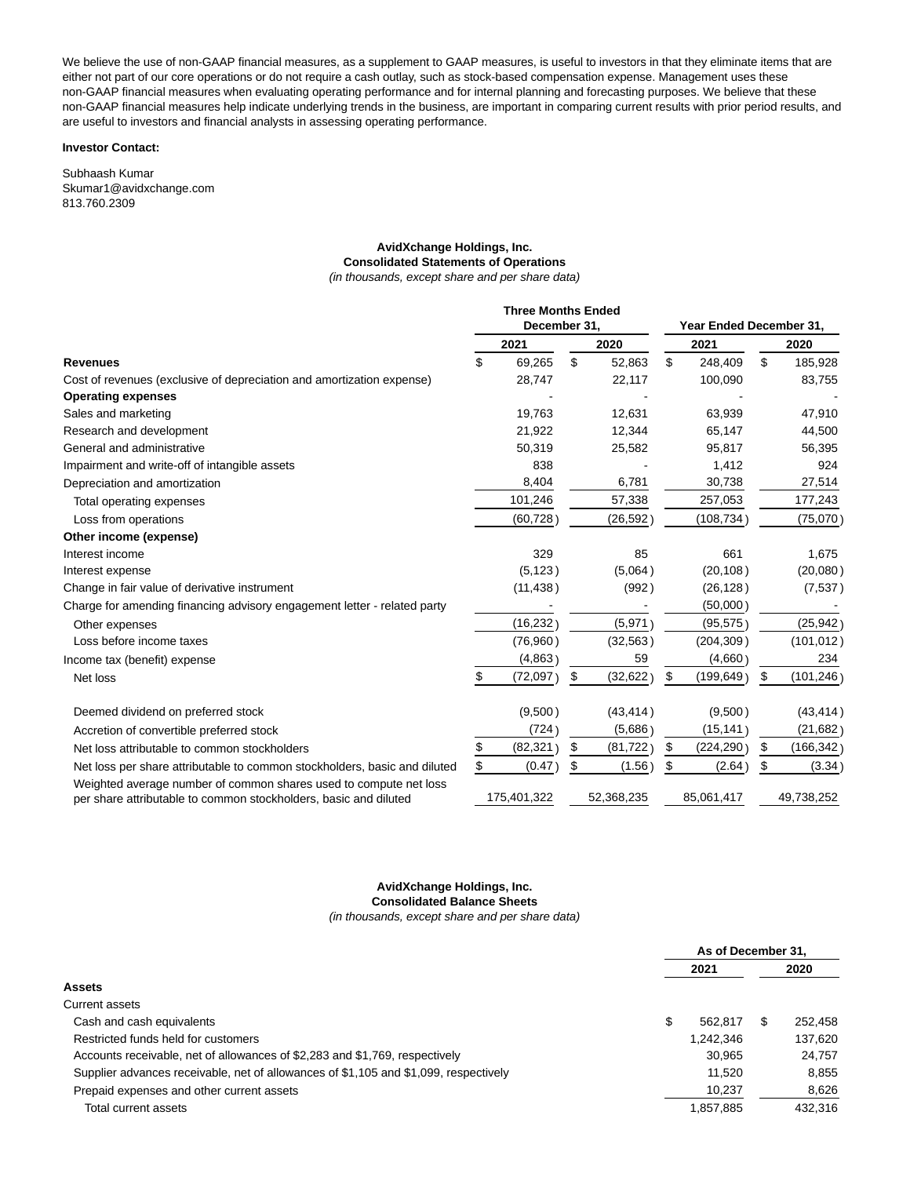We believe the use of non-GAAP financial measures, as a supplement to GAAP measures, is useful to investors in that they eliminate items that are either not part of our core operations or do not require a cash outlay, such as stock-based compensation expense. Management uses these non-GAAP financial measures when evaluating operating performance and for internal planning and forecasting purposes. We believe that these non-GAAP financial measures help indicate underlying trends in the business, are important in comparing current results with prior period results, and are useful to investors and financial analysts in assessing operating performance.

**Investor Contact:**

Subhaash Kumar
Skumar1@avidxchange.com
813.760.2309

**AvidXchange Holdings, Inc.**
**Consolidated Statements of Operations**
*(in thousands, except share and per share data)*

| | Three Months Ended December 31, | | Year Ended December 31, | |
|---|---|---|---|---|
| | 2021 | 2020 | 2021 | 2020 |
| **Revenues** | $ 69,265 | $ 52,863 | $ 248,409 | $ 185,928 |
| Cost of revenues (exclusive of depreciation and amortization expense) | 28,747 | 22,117 | 100,090 | 83,755 |
| **Operating expenses** | - | - | - | - |
| Sales and marketing | 19,763 | 12,631 | 63,939 | 47,910 |
| Research and development | 21,922 | 12,344 | 65,147 | 44,500 |
| General and administrative | 50,319 | 25,582 | 95,817 | 56,395 |
| Impairment and write-off of intangible assets | 838 | - | 1,412 | 924 |
| Depreciation and amortization | 8,404 | 6,781 | 30,738 | 27,514 |
| Total operating expenses | 101,246 | 57,338 | 257,053 | 177,243 |
| Loss from operations | (60,728) | (26,592) | (108,734) | (75,070) |
| **Other income (expense)** | | | | |
| Interest income | 329 | 85 | 661 | 1,675 |
| Interest expense | (5,123) | (5,064) | (20,108) | (20,080) |
| Change in fair value of derivative instrument | (11,438) | (992) | (26,128) | (7,537) |
| Charge for amending financing advisory engagement letter - related party | - | - | (50,000) | - |
| Other expenses | (16,232) | (5,971) | (95,575) | (25,942) |
| Loss before income taxes | (76,960) | (32,563) | (204,309) | (101,012) |
| Income tax (benefit) expense | (4,863) | 59 | (4,660) | 234 |
| Net loss | $ (72,097) | $ (32,622) | $ (199,649) | $ (101,246) |
| Deemed dividend on preferred stock | (9,500) | (43,414) | (9,500) | (43,414) |
| Accretion of convertible preferred stock | (724) | (5,686) | (15,141) | (21,682) |
| Net loss attributable to common stockholders | $ (82,321) | $ (81,722) | $ (224,290) | $ (166,342) |
| Net loss per share attributable to common stockholders, basic and diluted | $ (0.47) | $ (1.56) | $ (2.64) | $ (3.34) |
| Weighted average number of common shares used to compute net loss per share attributable to common stockholders, basic and diluted | 175,401,322 | 52,368,235 | 85,061,417 | 49,738,252 |

**AvidXchange Holdings, Inc.**
**Consolidated Balance Sheets**
*(in thousands, except share and per share data)*

| | As of December 31, | |
|---|---|---|
| | 2021 | 2020 |
| **Assets** | | |
| Current assets | | |
| Cash and cash equivalents | $ 562,817 | $ 252,458 |
| Restricted funds held for customers | 1,242,346 | 137,620 |
| Accounts receivable, net of allowances of $2,283 and $1,769, respectively | 30,965 | 24,757 |
| Supplier advances receivable, net of allowances of $1,105 and $1,099, respectively | 11,520 | 8,855 |
| Prepaid expenses and other current assets | 10,237 | 8,626 |
| Total current assets | 1,857,885 | 432,316 |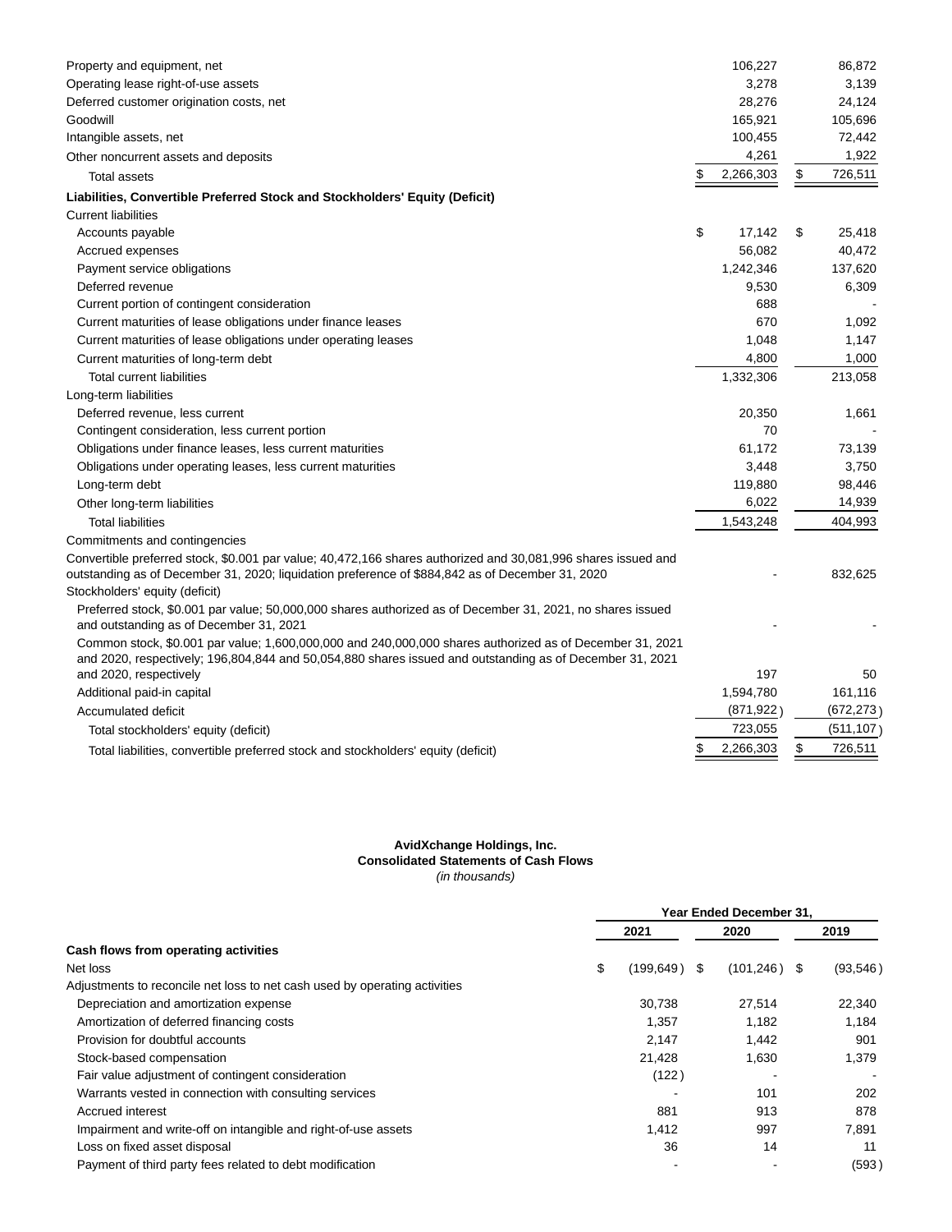| | 2021 | 2020 |
|---|---|---|
| Property and equipment, net | 106,227 | 86,872 |
| Operating lease right-of-use assets | 3,278 | 3,139 |
| Deferred customer origination costs, net | 28,276 | 24,124 |
| Goodwill | 165,921 | 105,696 |
| Intangible assets, net | 100,455 | 72,442 |
| Other noncurrent assets and deposits | 4,261 | 1,922 |
| Total assets | $ 2,266,303 | $ 726,511 |
| **Liabilities, Convertible Preferred Stock and Stockholders' Equity (Deficit)** | | |
| Current liabilities | | |
| Accounts payable | $ 17,142 | $ 25,418 |
| Accrued expenses | 56,082 | 40,472 |
| Payment service obligations | 1,242,346 | 137,620 |
| Deferred revenue | 9,530 | 6,309 |
| Current portion of contingent consideration | 688 | - |
| Current maturities of lease obligations under finance leases | 670 | 1,092 |
| Current maturities of lease obligations under operating leases | 1,048 | 1,147 |
| Current maturities of long-term debt | 4,800 | 1,000 |
| Total current liabilities | 1,332,306 | 213,058 |
| Long-term liabilities | | |
| Deferred revenue, less current | 20,350 | 1,661 |
| Contingent consideration, less current portion | 70 | - |
| Obligations under finance leases, less current maturities | 61,172 | 73,139 |
| Obligations under operating leases, less current maturities | 3,448 | 3,750 |
| Long-term debt | 119,880 | 98,446 |
| Other long-term liabilities | 6,022 | 14,939 |
| Total liabilities | 1,543,248 | 404,993 |
| Commitments and contingencies | | |
| Convertible preferred stock, $0.001 par value; 40,472,166 shares authorized and 30,081,996 shares issued and outstanding as of December 31, 2020; liquidation preference of $884,842 as of December 31, 2020 | - | 832,625 |
| Stockholders' equity (deficit) | | |
| Preferred stock, $0.001 par value; 50,000,000 shares authorized as of December 31, 2021, no shares issued and outstanding as of December 31, 2021 | - | - |
| Common stock, $0.001 par value; 1,600,000,000 and 240,000,000 shares authorized as of December 31, 2021 and 2020, respectively; 196,804,844 and 50,054,880 shares issued and outstanding as of December 31, 2021 and 2020, respectively | 197 | 50 |
| Additional paid-in capital | 1,594,780 | 161,116 |
| Accumulated deficit | (871,922) | (672,273) |
| Total stockholders' equity (deficit) | 723,055 | (511,107) |
| Total liabilities, convertible preferred stock and stockholders' equity (deficit) | $ 2,266,303 | $ 726,511 |

**AvidXchange Holdings, Inc.**
**Consolidated Statements of Cash Flows**
*(in thousands)*

| | Year Ended December 31, | | |
|---|---|---|---|
| | 2021 | 2020 | 2019 |
| **Cash flows from operating activities** | | | |
| Net loss | $ (199,649) | $ (101,246) | $ (93,546) |
| Adjustments to reconcile net loss to net cash used by operating activities | | | |
| Depreciation and amortization expense | 30,738 | 27,514 | 22,340 |
| Amortization of deferred financing costs | 1,357 | 1,182 | 1,184 |
| Provision for doubtful accounts | 2,147 | 1,442 | 901 |
| Stock-based compensation | 21,428 | 1,630 | 1,379 |
| Fair value adjustment of contingent consideration | (122) | - | - |
| Warrants vested in connection with consulting services | - | 101 | 202 |
| Accrued interest | 881 | 913 | 878 |
| Impairment and write-off on intangible and right-of-use assets | 1,412 | 997 | 7,891 |
| Loss on fixed asset disposal | 36 | 14 | 11 |
| Payment of third party fees related to debt modification | - | - | (593) |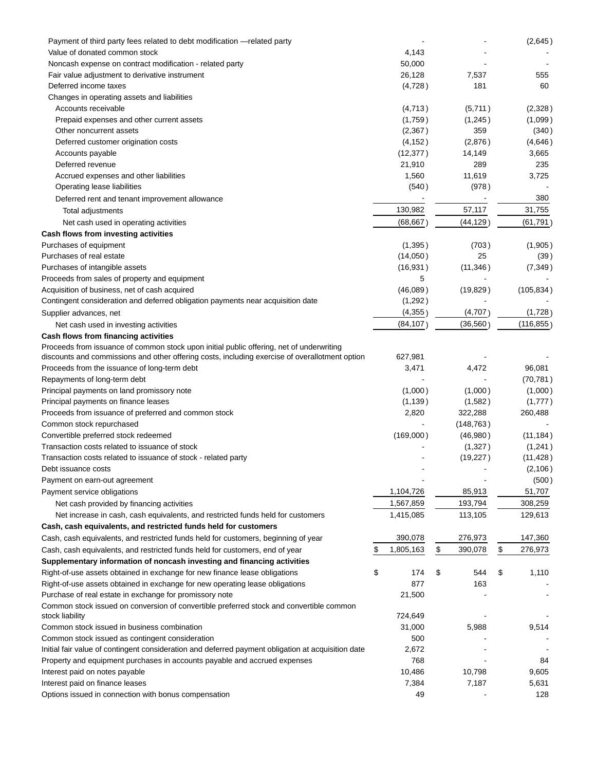| | | | |
|---|---|---|---|
| Payment of third party fees related to debt modification —related party | - | - | (2,645) |
| Value of donated common stock | 4,143 | - | - |
| Noncash expense on contract modification - related party | 50,000 | - | - |
| Fair value adjustment to derivative instrument | 26,128 | 7,537 | 555 |
| Deferred income taxes | (4,728) | 181 | 60 |
| Changes in operating assets and liabilities | | | |
| Accounts receivable | (4,713) | (5,711) | (2,328) |
| Prepaid expenses and other current assets | (1,759) | (1,245) | (1,099) |
| Other noncurrent assets | (2,367) | 359 | (340) |
| Deferred customer origination costs | (4,152) | (2,876) | (4,646) |
| Accounts payable | (12,377) | 14,149 | 3,665 |
| Deferred revenue | 21,910 | 289 | 235 |
| Accrued expenses and other liabilities | 1,560 | 11,619 | 3,725 |
| Operating lease liabilities | (540) | (978) | - |
| Deferred rent and tenant improvement allowance | - | - | 380 |
| Total adjustments | 130,982 | 57,117 | 31,755 |
| Net cash used in operating activities | (68,667) | (44,129) | (61,791) |
| **Cash flows from investing activities** | | | |
| Purchases of equipment | (1,395) | (703) | (1,905) |
| Purchases of real estate | (14,050) | 25 | (39) |
| Purchases of intangible assets | (16,931) | (11,346) | (7,349) |
| Proceeds from sales of property and equipment | 5 | - | - |
| Acquisition of business, net of cash acquired | (46,089) | (19,829) | (105,834) |
| Contingent consideration and deferred obligation payments near acquisition date | (1,292) | - | - |
| Supplier advances, net | (4,355) | (4,707) | (1,728) |
| Net cash used in investing activities | (84,107) | (36,560) | (116,855) |
| **Cash flows from financing activities** | | | |
| Proceeds from issuance of common stock upon initial public offering, net of underwriting discounts and commissions and other offering costs, including exercise of overallotment option | 627,981 | - | - |
| Proceeds from the issuance of long-term debt | 3,471 | 4,472 | 96,081 |
| Repayments of long-term debt | - | - | (70,781) |
| Principal payments on land promissory note | (1,000) | (1,000) | (1,000) |
| Principal payments on finance leases | (1,139) | (1,582) | (1,777) |
| Proceeds from issuance of preferred and common stock | 2,820 | 322,288 | 260,488 |
| Common stock repurchased | - | (148,763) | - |
| Convertible preferred stock redeemed | (169,000) | (46,980) | (11,184) |
| Transaction costs related to issuance of stock | - | (1,327) | (1,241) |
| Transaction costs related to issuance of stock - related party | - | (19,227) | (11,428) |
| Debt issuance costs | - | - | (2,106) |
| Payment on earn-out agreement | - | - | (500) |
| Payment service obligations | 1,104,726 | 85,913 | 51,707 |
| Net cash provided by financing activities | 1,567,859 | 193,794 | 308,259 |
| Net increase in cash, cash equivalents, and restricted funds held for customers | 1,415,085 | 113,105 | 129,613 |
| **Cash, cash equivalents, and restricted funds held for customers** | | | |
| Cash, cash equivalents, and restricted funds held for customers, beginning of year | 390,078 | 276,973 | 147,360 |
| Cash, cash equivalents, and restricted funds held for customers, end of year | $ 1,805,163 | $ 390,078 | $ 276,973 |
| **Supplementary information of noncash investing and financing activities** | | | |
| Right-of-use assets obtained in exchange for new finance lease obligations | $ 174 | $ 544 | $ 1,110 |
| Right-of-use assets obtained in exchange for new operating lease obligations | 877 | 163 | - |
| Purchase of real estate in exchange for promissory note | 21,500 | - | - |
| Common stock issued on conversion of convertible preferred stock and convertible common stock liability | 724,649 | - | - |
| Common stock issued in business combination | 31,000 | 5,988 | 9,514 |
| Common stock issued as contingent consideration | 500 | - | - |
| Initial fair value of contingent consideration and deferred payment obligation at acquisition date | 2,672 | - | - |
| Property and equipment purchases in accounts payable and accrued expenses | 768 | - | 84 |
| Interest paid on notes payable | 10,486 | 10,798 | 9,605 |
| Interest paid on finance leases | 7,384 | 7,187 | 5,631 |
| Options issued in connection with bonus compensation | 49 | - | 128 |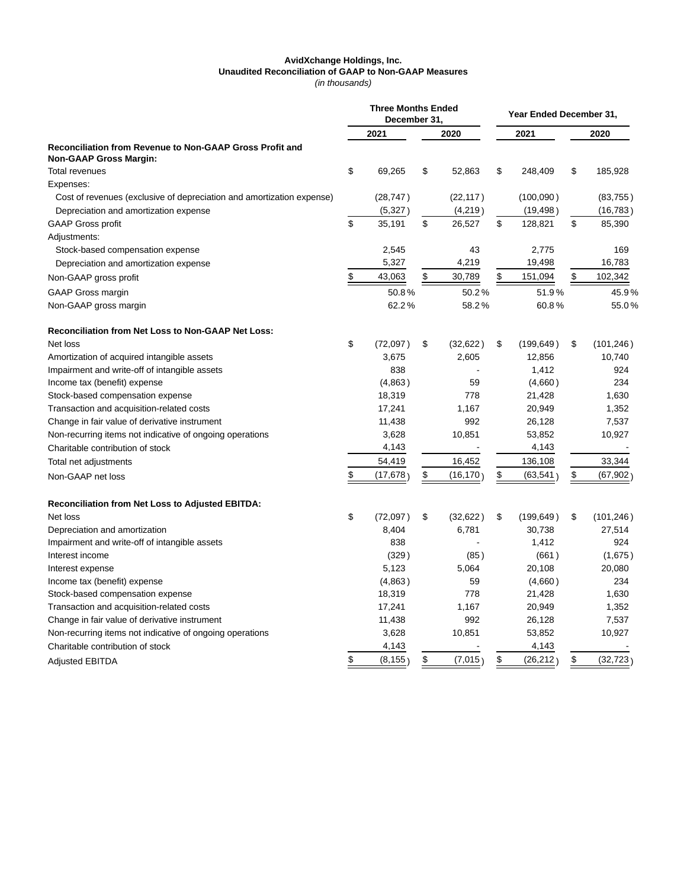**AvidXchange Holdings, Inc.**
**Unaudited Reconciliation of GAAP to Non-GAAP Measures**
*(in thousands)*

| | Three Months Ended December 31, | | Year Ended December 31, | |
|---|---|---|---|---|
| | 2021 | 2020 | 2021 | 2020 |
| **Reconciliation from Revenue to Non-GAAP Gross Profit and Non-GAAP Gross Margin:** | | | | |
| Total revenues | $ 69,265 | $ 52,863 | $ 248,409 | $ 185,928 |
| Expenses: | | | | |
| Cost of revenues (exclusive of depreciation and amortization expense) | (28,747) | (22,117) | (100,090) | (83,755) |
| Depreciation and amortization expense | (5,327) | (4,219) | (19,498) | (16,783) |
| GAAP Gross profit | $ 35,191 | $ 26,527 | $ 128,821 | $ 85,390 |
| Adjustments: | | | | |
| Stock-based compensation expense | 2,545 | 43 | 2,775 | 169 |
| Depreciation and amortization expense | 5,327 | 4,219 | 19,498 | 16,783 |
| Non-GAAP gross profit | $ 43,063 | $ 30,789 | $ 151,094 | $ 102,342 |
| GAAP Gross margin | 50.8% | 50.2% | 51.9% | 45.9% |
| Non-GAAP gross margin | 62.2% | 58.2% | 60.8% | 55.0% |
| **Reconciliation from Net Loss to Non-GAAP Net Loss:** | | | | |
| Net loss | $ (72,097) | $ (32,622) | $ (199,649) | $ (101,246) |
| Amortization of acquired intangible assets | 3,675 | 2,605 | 12,856 | 10,740 |
| Impairment and write-off of intangible assets | 838 | - | 1,412 | 924 |
| Income tax (benefit) expense | (4,863) | 59 | (4,660) | 234 |
| Stock-based compensation expense | 18,319 | 778 | 21,428 | 1,630 |
| Transaction and acquisition-related costs | 17,241 | 1,167 | 20,949 | 1,352 |
| Change in fair value of derivative instrument | 11,438 | 992 | 26,128 | 7,537 |
| Non-recurring items not indicative of ongoing operations | 3,628 | 10,851 | 53,852 | 10,927 |
| Charitable contribution of stock | 4,143 | - | 4,143 | - |
| Total net adjustments | 54,419 | 16,452 | 136,108 | 33,344 |
| Non-GAAP net loss | $ (17,678) | $ (16,170) | $ (63,541) | $ (67,902) |
| **Reconciliation from Net Loss to Adjusted EBITDA:** | | | | |
| Net loss | $ (72,097) | $ (32,622) | $ (199,649) | $ (101,246) |
| Depreciation and amortization | 8,404 | 6,781 | 30,738 | 27,514 |
| Impairment and write-off of intangible assets | 838 | - | 1,412 | 924 |
| Interest income | (329) | (85) | (661) | (1,675) |
| Interest expense | 5,123 | 5,064 | 20,108 | 20,080 |
| Income tax (benefit) expense | (4,863) | 59 | (4,660) | 234 |
| Stock-based compensation expense | 18,319 | 778 | 21,428 | 1,630 |
| Transaction and acquisition-related costs | 17,241 | 1,167 | 20,949 | 1,352 |
| Change in fair value of derivative instrument | 11,438 | 992 | 26,128 | 7,537 |
| Non-recurring items not indicative of ongoing operations | 3,628 | 10,851 | 53,852 | 10,927 |
| Charitable contribution of stock | 4,143 | - | 4,143 | - |
| Adjusted EBITDA | $ (8,155) | $ (7,015) | $ (26,212) | $ (32,723) |